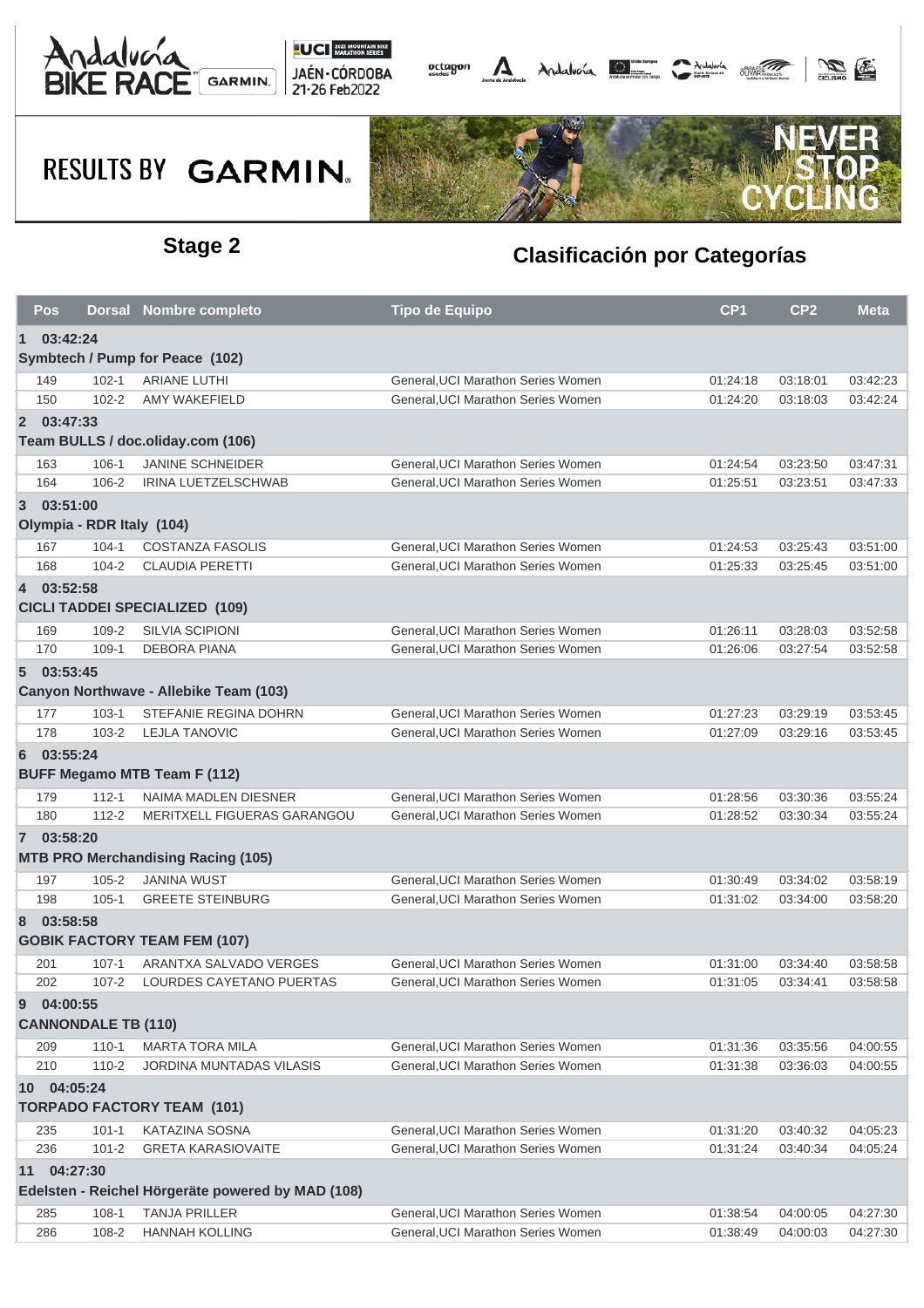Andalucía BIKE RACE GARMIN | UCI 2022 MOUNTAIN BIKE MARATHON SERIES | JAÉN·CÓRDOBA 21-26 Feb2022

RESULTS BY GARMIN

NEVER STOP CYCLING

## Stage 2

## Clasificación por Categorías

| Pos | Dorsal | Nombre completo | Tipo de Equipo | CP1 | CP2 | Meta |
|---|---|---|---|---|---|---|
| **1 03:42:24** | | | | | | |
| **Symbtech / Pump for Peace (102)** | | | | | | |
| 149 | 102-1 | ARIANE LUTHI | General,UCI Marathon Series Women | 01:24:18 | 03:18:01 | 03:42:23 |
| 150 | 102-2 | AMY WAKEFIELD | General,UCI Marathon Series Women | 01:24:20 | 03:18:03 | 03:42:24 |
| **2 03:47:33** | | | | | | |
| **Team BULLS / doc.oliday.com (106)** | | | | | | |
| 163 | 106-1 | JANINE SCHNEIDER | General,UCI Marathon Series Women | 01:24:54 | 03:23:50 | 03:47:31 |
| 164 | 106-2 | IRINA LUETZELSCHWAB | General,UCI Marathon Series Women | 01:25:51 | 03:23:51 | 03:47:33 |
| **3 03:51:00** | | | | | | |
| **Olympia - RDR Italy (104)** | | | | | | |
| 167 | 104-1 | COSTANZA FASOLIS | General,UCI Marathon Series Women | 01:24:53 | 03:25:43 | 03:51:00 |
| 168 | 104-2 | CLAUDIA PERETTI | General,UCI Marathon Series Women | 01:25:33 | 03:25:45 | 03:51:00 |
| **4 03:52:58** | | | | | | |
| **CICLI TADDEI SPECIALIZED (109)** | | | | | | |
| 169 | 109-2 | SILVIA SCIPIONI | General,UCI Marathon Series Women | 01:26:11 | 03:28:03 | 03:52:58 |
| 170 | 109-1 | DEBORA PIANA | General,UCI Marathon Series Women | 01:26:06 | 03:27:54 | 03:52:58 |
| **5 03:53:45** | | | | | | |
| **Canyon Northwave - Allebike Team (103)** | | | | | | |
| 177 | 103-1 | STEFANIE REGINA DOHRN | General,UCI Marathon Series Women | 01:27:23 | 03:29:19 | 03:53:45 |
| 178 | 103-2 | LEJLA TANOVIC | General,UCI Marathon Series Women | 01:27:09 | 03:29:16 | 03:53:45 |
| **6 03:55:24** | | | | | | |
| **BUFF Megamo MTB Team F (112)** | | | | | | |
| 179 | 112-1 | NAIMA MADLEN DIESNER | General,UCI Marathon Series Women | 01:28:56 | 03:30:36 | 03:55:24 |
| 180 | 112-2 | MERITXELL FIGUERAS GARANGOU | General,UCI Marathon Series Women | 01:28:52 | 03:30:34 | 03:55:24 |
| **7 03:58:20** | | | | | | |
| **MTB PRO Merchandising Racing (105)** | | | | | | |
| 197 | 105-2 | JANINA WUST | General,UCI Marathon Series Women | 01:30:49 | 03:34:02 | 03:58:19 |
| 198 | 105-1 | GREETE STEINBURG | General,UCI Marathon Series Women | 01:31:02 | 03:34:00 | 03:58:20 |
| **8 03:58:58** | | | | | | |
| **GOBIK FACTORY TEAM FEM (107)** | | | | | | |
| 201 | 107-1 | ARANTXA SALVADO VERGES | General,UCI Marathon Series Women | 01:31:00 | 03:34:40 | 03:58:58 |
| 202 | 107-2 | LOURDES CAYETANO PUERTAS | General,UCI Marathon Series Women | 01:31:05 | 03:34:41 | 03:58:58 |
| **9 04:00:55** | | | | | | |
| **CANNONDALE TB (110)** | | | | | | |
| 209 | 110-1 | MARTA TORA MILA | General,UCI Marathon Series Women | 01:31:36 | 03:35:56 | 04:00:55 |
| 210 | 110-2 | JORDINA MUNTADAS VILASIS | General,UCI Marathon Series Women | 01:31:38 | 03:36:03 | 04:00:55 |
| **10 04:05:24** | | | | | | |
| **TORPADO FACTORY TEAM (101)** | | | | | | |
| 235 | 101-1 | KATAZINA SOSNA | General,UCI Marathon Series Women | 01:31:20 | 03:40:32 | 04:05:23 |
| 236 | 101-2 | GRETA KARASIOVAITE | General,UCI Marathon Series Women | 01:31:24 | 03:40:34 | 04:05:24 |
| **11 04:27:30** | | | | | | |
| **Edelsten - Reichel Hörgeräte powered by MAD (108)** | | | | | | |
| 285 | 108-1 | TANJA PRILLER | General,UCI Marathon Series Women | 01:38:54 | 04:00:05 | 04:27:30 |
| 286 | 108-2 | HANNAH KOLLING | General,UCI Marathon Series Women | 01:38:49 | 04:00:03 | 04:27:30 |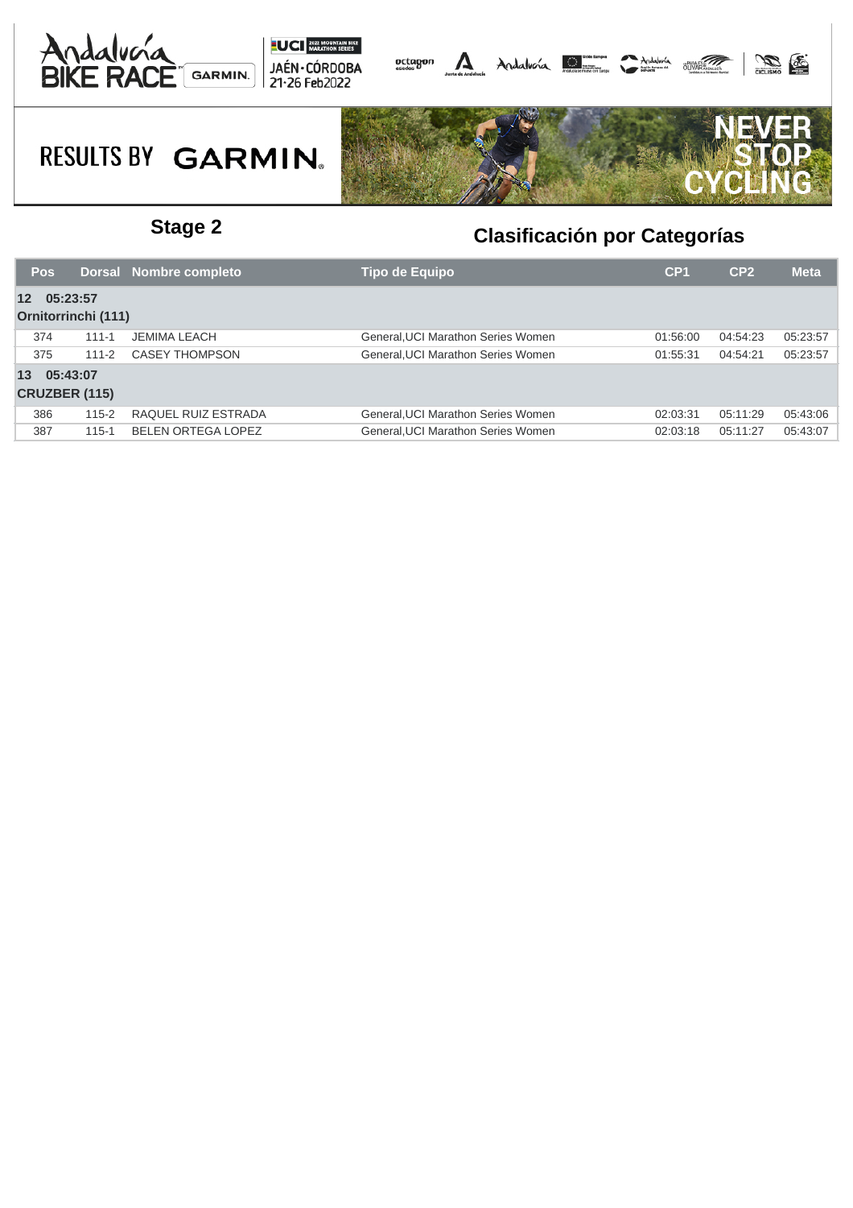## Stage 2

## Clasificación por Categorías

| Pos | Dorsal | Nombre completo | Tipo de Equipo | CP1 | CP2 | Meta |
|---|---|---|---|---|---|---|
| **12 05:23:57 Ornitorrinchi (111)** | | | | | | |
| 374 | 111-1 | JEMIMA LEACH | General,UCI Marathon Series Women | 01:56:00 | 04:54:23 | 05:23:57 |
| 375 | 111-2 | CASEY THOMPSON | General,UCI Marathon Series Women | 01:55:31 | 04:54:21 | 05:23:57 |
| **13 05:43:07 CRUZBER (115)** | | | | | | |
| 386 | 115-2 | RAQUEL RUIZ ESTRADA | General,UCI Marathon Series Women | 02:03:31 | 05:11:29 | 05:43:06 |
| 387 | 115-1 | BELEN ORTEGA LOPEZ | General,UCI Marathon Series Women | 02:03:18 | 05:11:27 | 05:43:07 |